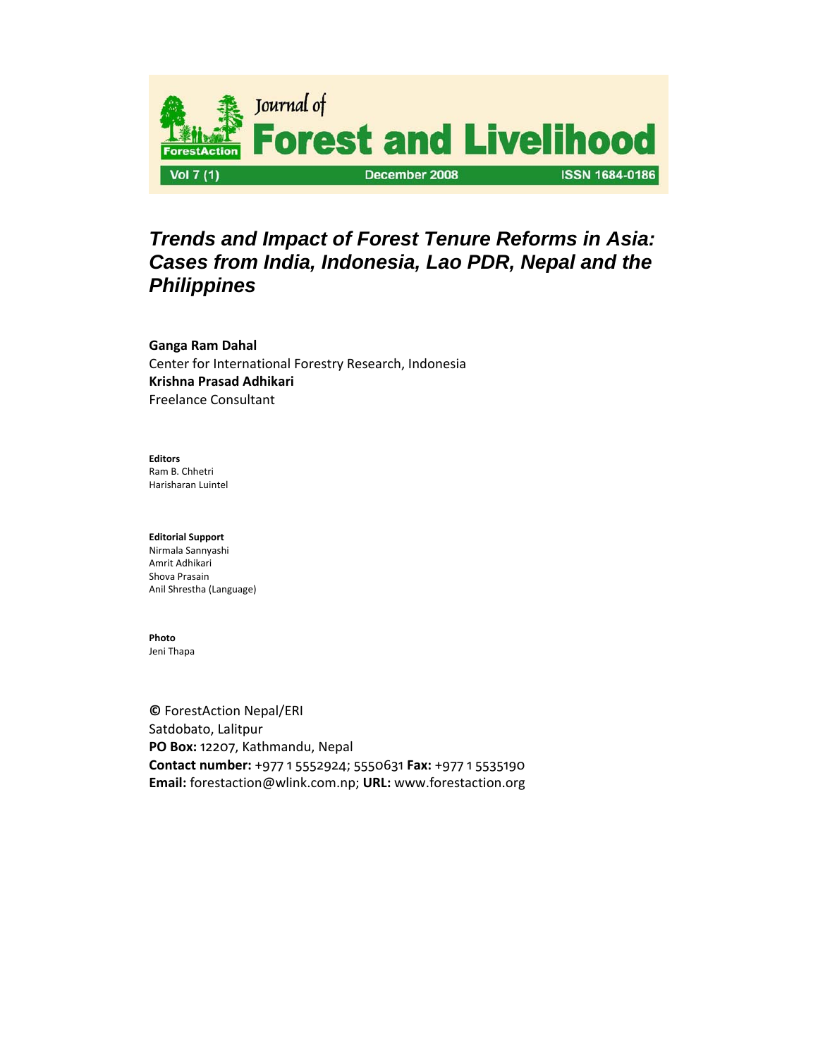Journal of **Forest and Livelihood**

Vol 7 (1) December 2008 ISSN 1684-0186

# *Trends and Impact of Forest Tenure Reforms in Asia: Cases from India, Indonesia, Lao PDR, Nepal and the Philippines*

**Ganga Ram Dahal**
Center for International Forestry Research, Indonesia
**Krishna Prasad Adhikari**
Freelance Consultant

**Editors**
Ram B. Chhetri
Harisharan Luintel

**Editorial Support**
Nirmala Sannyashi
Amrit Adhikari
Shova Prasain
Anil Shrestha (Language)

**Photo**
Jeni Thapa

© ForestAction Nepal/ERI
Satdobato, Lalitpur
**PO Box:** 12207, Kathmandu, Nepal
**Contact number:** +977 1 5552924; 5550631 **Fax:** +977 1 5535190
**Email:** forestaction@wlink.com.np; **URL:** www.forestaction.org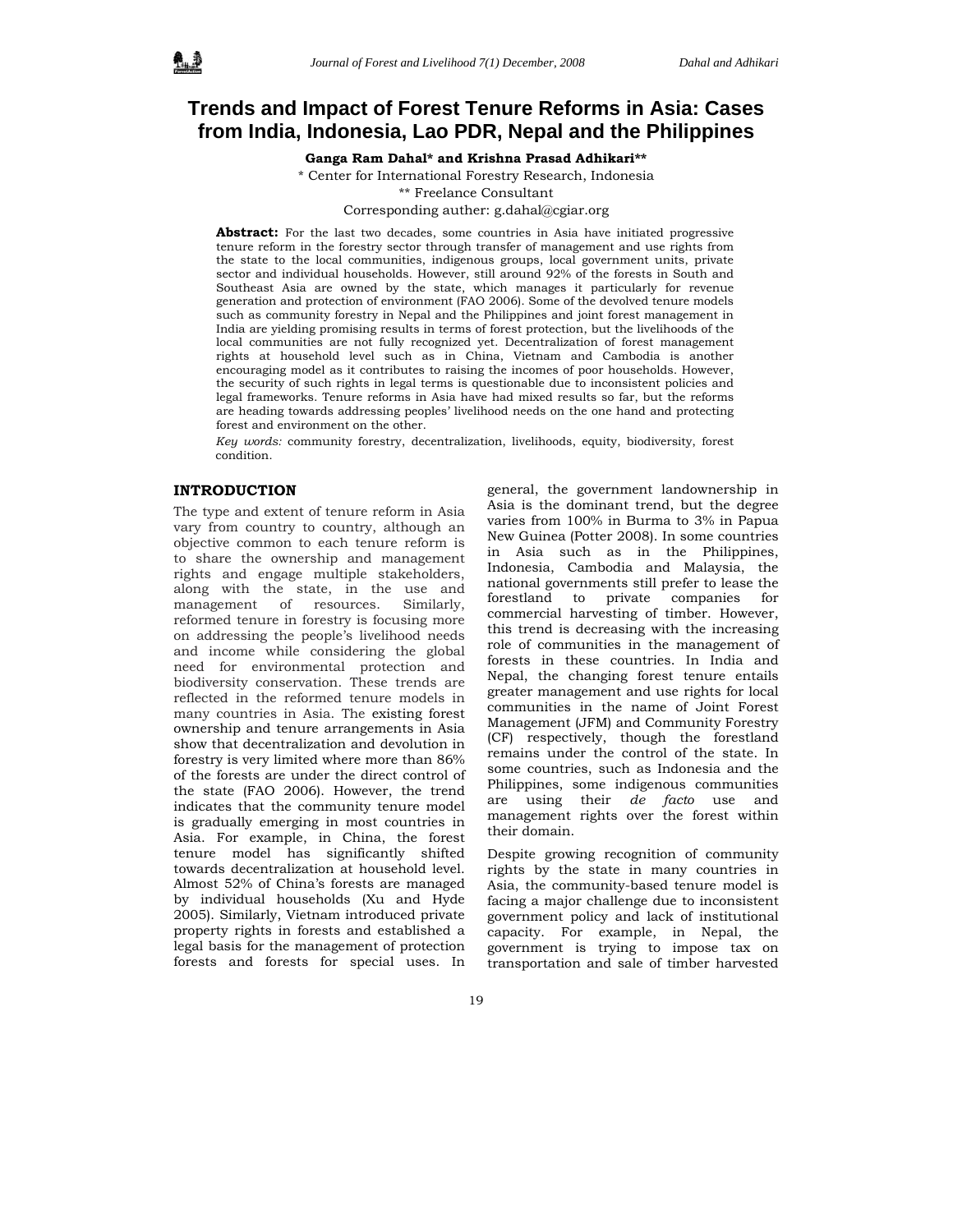# Trends and Impact of Forest Tenure Reforms in Asia: Cases from India, Indonesia, Lao PDR, Nepal and the Philippines

**Ganga Ram Dahal\* and Krishna Prasad Adhikari\*\***

\* Center for International Forestry Research, Indonesia

\*\* Freelance Consultant

Corresponding auther: g.dahal@cgiar.org

**Abstract:** For the last two decades, some countries in Asia have initiated progressive tenure reform in the forestry sector through transfer of management and use rights from the state to the local communities, indigenous groups, local government units, private sector and individual households. However, still around 92% of the forests in South and Southeast Asia are owned by the state, which manages it particularly for revenue generation and protection of environment (FAO 2006). Some of the devolved tenure models such as community forestry in Nepal and the Philippines and joint forest management in India are yielding promising results in terms of forest protection, but the livelihoods of the local communities are not fully recognized yet. Decentralization of forest management rights at household level such as in China, Vietnam and Cambodia is another encouraging model as it contributes to raising the incomes of poor households. However, the security of such rights in legal terms is questionable due to inconsistent policies and legal frameworks. Tenure reforms in Asia have had mixed results so far, but the reforms are heading towards addressing peoples' livelihood needs on the one hand and protecting forest and environment on the other.

*Key words:* community forestry, decentralization, livelihoods, equity, biodiversity, forest condition.

## INTRODUCTION

The type and extent of tenure reform in Asia vary from country to country, although an objective common to each tenure reform is to share the ownership and management rights and engage multiple stakeholders, along with the state, in the use and management of resources. Similarly, reformed tenure in forestry is focusing more on addressing the people's livelihood needs and income while considering the global need for environmental protection and biodiversity conservation. These trends are reflected in the reformed tenure models in many countries in Asia. The existing forest ownership and tenure arrangements in Asia show that decentralization and devolution in forestry is very limited where more than 86% of the forests are under the direct control of the state (FAO 2006). However, the trend indicates that the community tenure model is gradually emerging in most countries in Asia. For example, in China, the forest tenure model has significantly shifted towards decentralization at household level. Almost 52% of China's forests are managed by individual households (Xu and Hyde 2005). Similarly, Vietnam introduced private property rights in forests and established a legal basis for the management of protection forests and forests for special uses. In general, the government landownership in Asia is the dominant trend, but the degree varies from 100% in Burma to 3% in Papua New Guinea (Potter 2008). In some countries in Asia such as in the Philippines, Indonesia, Cambodia and Malaysia, the national governments still prefer to lease the forestland to private companies for commercial harvesting of timber. However, this trend is decreasing with the increasing role of communities in the management of forests in these countries. In India and Nepal, the changing forest tenure entails greater management and use rights for local communities in the name of Joint Forest Management (JFM) and Community Forestry (CF) respectively, though the forestland remains under the control of the state. In some countries, such as Indonesia and the Philippines, some indigenous communities are using their *de facto* use and management rights over the forest within their domain.

Despite growing recognition of community rights by the state in many countries in Asia, the community-based tenure model is facing a major challenge due to inconsistent government policy and lack of institutional capacity. For example, in Nepal, the government is trying to impose tax on transportation and sale of timber harvested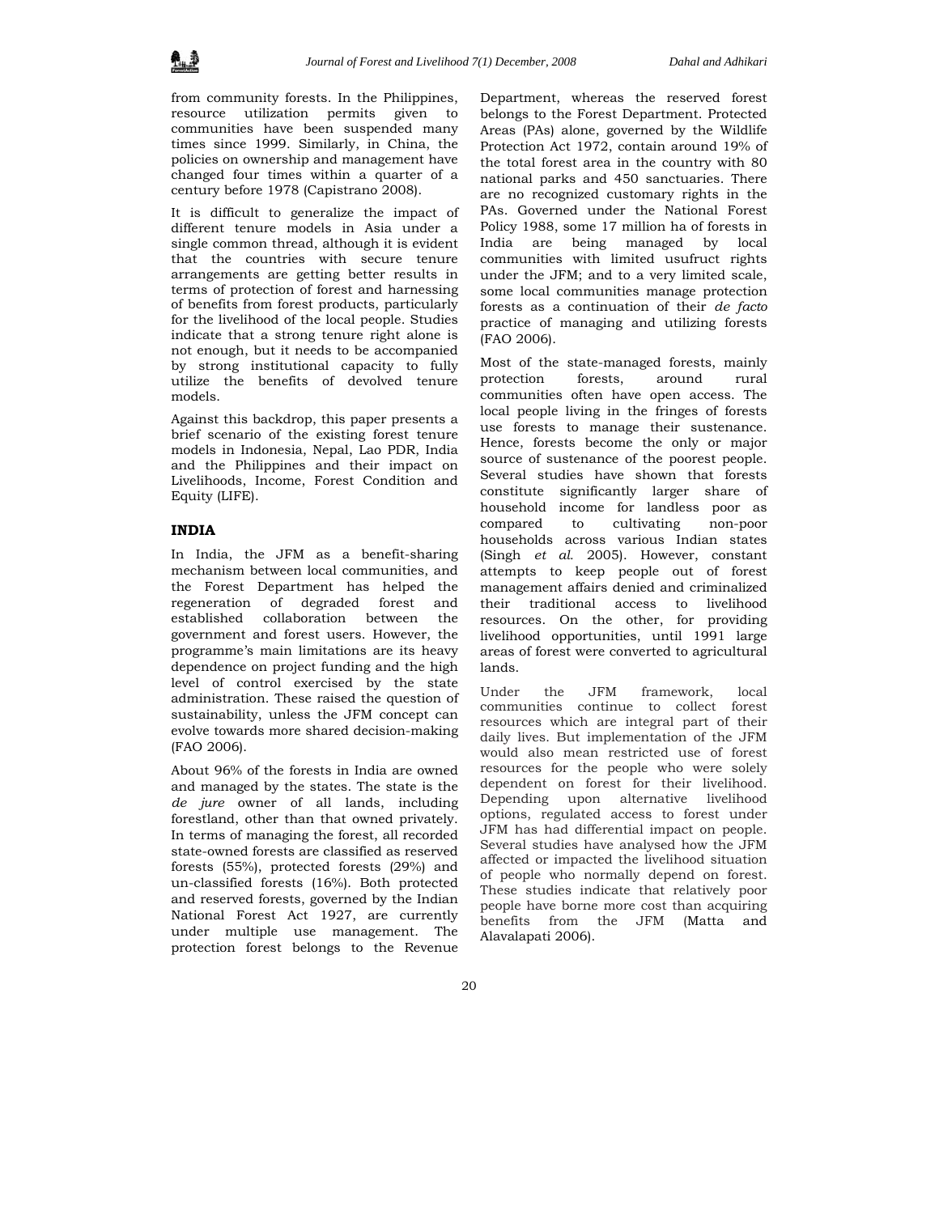from community forests. In the Philippines, resource utilization permits given to communities have been suspended many times since 1999. Similarly, in China, the policies on ownership and management have changed four times within a quarter of a century before 1978 (Capistrano 2008).

It is difficult to generalize the impact of different tenure models in Asia under a single common thread, although it is evident that the countries with secure tenure arrangements are getting better results in terms of protection of forest and harnessing of benefits from forest products, particularly for the livelihood of the local people. Studies indicate that a strong tenure right alone is not enough, but it needs to be accompanied by strong institutional capacity to fully utilize the benefits of devolved tenure models.

Against this backdrop, this paper presents a brief scenario of the existing forest tenure models in Indonesia, Nepal, Lao PDR, India and the Philippines and their impact on Livelihoods, Income, Forest Condition and Equity (LIFE).

## INDIA

In India, the JFM as a benefit-sharing mechanism between local communities, and the Forest Department has helped the regeneration of degraded forest and established collaboration between the government and forest users. However, the programme's main limitations are its heavy dependence on project funding and the high level of control exercised by the state administration. These raised the question of sustainability, unless the JFM concept can evolve towards more shared decision-making (FAO 2006).

About 96% of the forests in India are owned and managed by the states. The state is the *de jure* owner of all lands, including forestland, other than that owned privately. In terms of managing the forest, all recorded state-owned forests are classified as reserved forests (55%), protected forests (29%) and un-classified forests (16%). Both protected and reserved forests, governed by the Indian National Forest Act 1927, are currently under multiple use management. The protection forest belongs to the Revenue Department, whereas the reserved forest belongs to the Forest Department. Protected Areas (PAs) alone, governed by the Wildlife Protection Act 1972, contain around 19% of the total forest area in the country with 80 national parks and 450 sanctuaries. There are no recognized customary rights in the PAs. Governed under the National Forest Policy 1988, some 17 million ha of forests in India are being managed by local communities with limited usufruct rights under the JFM; and to a very limited scale, some local communities manage protection forests as a continuation of their *de facto* practice of managing and utilizing forests (FAO 2006).

Most of the state-managed forests, mainly protection forests, around rural communities often have open access. The local people living in the fringes of forests use forests to manage their sustenance. Hence, forests become the only or major source of sustenance of the poorest people. Several studies have shown that forests constitute significantly larger share of household income for landless poor as compared to cultivating non-poor households across various Indian states (Singh *et al.* 2005). However, constant attempts to keep people out of forest management affairs denied and criminalized their traditional access to livelihood resources. On the other, for providing livelihood opportunities, until 1991 large areas of forest were converted to agricultural lands.

Under the JFM framework, local communities continue to collect forest resources which are integral part of their daily lives. But implementation of the JFM would also mean restricted use of forest resources for the people who were solely dependent on forest for their livelihood. Depending upon alternative livelihood options, regulated access to forest under JFM has had differential impact on people. Several studies have analysed how the JFM affected or impacted the livelihood situation of people who normally depend on forest. These studies indicate that relatively poor people have borne more cost than acquiring benefits from the JFM (Matta and Alavalapati 2006).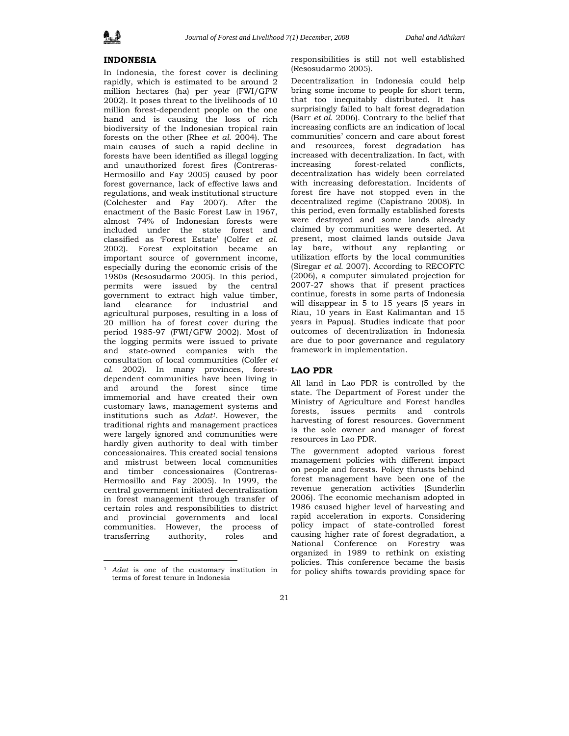## INDONESIA

In Indonesia, the forest cover is declining rapidly, which is estimated to be around 2 million hectares (ha) per year (FWI/GFW 2002). It poses threat to the livelihoods of 10 million forest-dependent people on the one hand and is causing the loss of rich biodiversity of the Indonesian tropical rain forests on the other (Rhee *et al.* 2004). The main causes of such a rapid decline in forests have been identified as illegal logging and unauthorized forest fires (Contreras-Hermosillo and Fay 2005) caused by poor forest governance, lack of effective laws and regulations, and weak institutional structure (Colchester and Fay 2007). After the enactment of the Basic Forest Law in 1967, almost 74% of Indonesian forests were included under the state forest and classified as 'Forest Estate' (Colfer *et al.* 2002). Forest exploitation became an important source of government income, especially during the economic crisis of the 1980s (Resosudarmo 2005). In this period, permits were issued by the central government to extract high value timber, land clearance for industrial and agricultural purposes, resulting in a loss of 20 million ha of forest cover during the period 1985-97 (FWI/GFW 2002). Most of the logging permits were issued to private and state-owned companies with the consultation of local communities (Colfer *et al.* 2002). In many provinces, forest-dependent communities have been living in and around the forest since time immemorial and have created their own customary laws, management systems and institutions such as *Adat*[1]. However, the traditional rights and management practices were largely ignored and communities were hardly given authority to deal with timber concessionaires. This created social tensions and mistrust between local communities and timber concessionaires (Contreras-Hermosillo and Fay 2005). In 1999, the central government initiated decentralization in forest management through transfer of certain roles and responsibilities to district and provincial governments and local communities. However, the process of transferring authority, roles and responsibilities is still not well established (Resosudarmo 2005).

Decentralization in Indonesia could help bring some income to people for short term, that too inequitably distributed. It has surprisingly failed to halt forest degradation (Barr *et al.* 2006). Contrary to the belief that increasing conflicts are an indication of local communities' concern and care about forest and resources, forest degradation has increased with decentralization. In fact, with increasing forest-related conflicts, decentralization has widely been correlated with increasing deforestation. Incidents of forest fire have not stopped even in the decentralized regime (Capistrano 2008). In this period, even formally established forests were destroyed and some lands already claimed by communities were deserted. At present, most claimed lands outside Java lay bare, without any replanting or utilization efforts by the local communities (Siregar *et al.* 2007). According to RECOFTC (2006), a computer simulated projection for 2007-27 shows that if present practices continue, forests in some parts of Indonesia will disappear in 5 to 15 years (5 years in Riau, 10 years in East Kalimantan and 15 years in Papua). Studies indicate that poor outcomes of decentralization in Indonesia are due to poor governance and regulatory framework in implementation.

## LAO PDR

All land in Lao PDR is controlled by the state. The Department of Forest under the Ministry of Agriculture and Forest handles forests, issues permits and controls harvesting of forest resources. Government is the sole owner and manager of forest resources in Lao PDR.

The government adopted various forest management policies with different impact on people and forests. Policy thrusts behind forest management have been one of the revenue generation activities (Sunderlin 2006). The economic mechanism adopted in 1986 caused higher level of harvesting and rapid acceleration in exports. Considering policy impact of state-controlled forest causing higher rate of forest degradation, a National Conference on Forestry was organized in 1989 to rethink on existing policies. This conference became the basis for policy shifts towards providing space for

---

[1] *Adat* is one of the customary institution in terms of forest tenure in Indonesia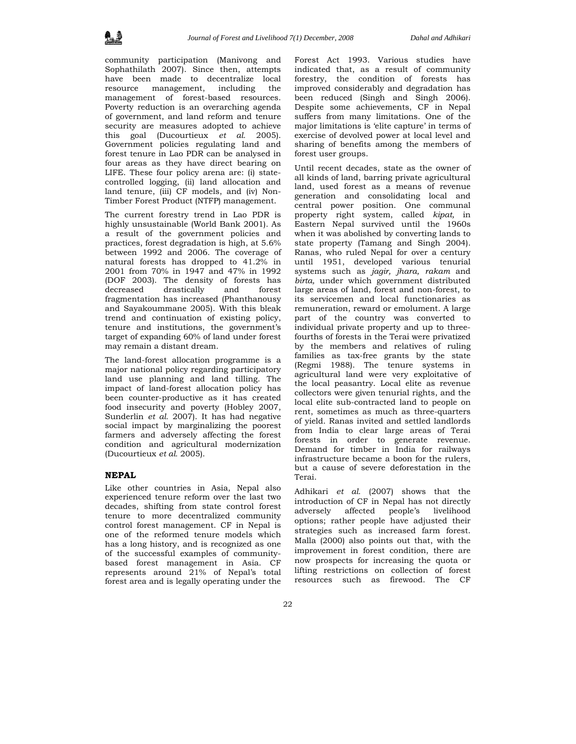community participation (Manivong and Sophathilath 2007). Since then, attempts have been made to decentralize local resource management, including the management of forest-based resources. Poverty reduction is an overarching agenda of government, and land reform and tenure security are measures adopted to achieve this goal (Ducourtieux *et al.* 2005). Government policies regulating land and forest tenure in Lao PDR can be analysed in four areas as they have direct bearing on LIFE. These four policy arena are: (i) state-controlled logging, (ii) land allocation and land tenure, (iii) CF models, and (iv) Non-Timber Forest Product (NTFP) management.

The current forestry trend in Lao PDR is highly unsustainable (World Bank 2001). As a result of the government policies and practices, forest degradation is high, at 5.6% between 1992 and 2006. The coverage of natural forests has dropped to 41.2% in 2001 from 70% in 1947 and 47% in 1992 (DOF 2003). The density of forests has decreased drastically and forest fragmentation has increased (Phanthanousy and Sayakoummane 2005). With this bleak trend and continuation of existing policy, tenure and institutions, the government's target of expanding 60% of land under forest may remain a distant dream.

The land-forest allocation programme is a major national policy regarding participatory land use planning and land tilling. The impact of land-forest allocation policy has been counter-productive as it has created food insecurity and poverty (Hobley 2007, Sunderlin *et al.* 2007). It has had negative social impact by marginalizing the poorest farmers and adversely affecting the forest condition and agricultural modernization (Ducourtieux *et al.* 2005).

## NEPAL

Like other countries in Asia, Nepal also experienced tenure reform over the last two decades, shifting from state control forest tenure to more decentralized community control forest management. CF in Nepal is one of the reformed tenure models which has a long history, and is recognized as one of the successful examples of community-based forest management in Asia. CF represents around 21% of Nepal's total forest area and is legally operating under the Forest Act 1993. Various studies have indicated that, as a result of community forestry, the condition of forests has improved considerably and degradation has been reduced (Singh and Singh 2006). Despite some achievements, CF in Nepal suffers from many limitations. One of the major limitations is 'elite capture' in terms of exercise of devolved power at local level and sharing of benefits among the members of forest user groups.

Until recent decades, state as the owner of all kinds of land, barring private agricultural land, used forest as a means of revenue generation and consolidating local and central power position. One communal property right system, called *kipat,* in Eastern Nepal survived until the 1960s when it was abolished by converting lands to state property (Tamang and Singh 2004). Ranas, who ruled Nepal for over a century until 1951, developed various tenurial systems such as *jagir, jhara, rakam* and *birta,* under which government distributed large areas of land, forest and non-forest, to its servicemen and local functionaries as remuneration, reward or emolument. A large part of the country was converted to individual private property and up to three-fourths of forests in the Terai were privatized by the members and relatives of ruling families as tax-free grants by the state (Regmi 1988). The tenure systems in agricultural land were very exploitative of the local peasantry. Local elite as revenue collectors were given tenurial rights, and the local elite sub-contracted land to people on rent, sometimes as much as three-quarters of yield. Ranas invited and settled landlords from India to clear large areas of Terai forests in order to generate revenue. Demand for timber in India for railways infrastructure became a boon for the rulers, but a cause of severe deforestation in the Terai.

Adhikari *et al.* (2007) shows that the introduction of CF in Nepal has not directly adversely affected people's livelihood options; rather people have adjusted their strategies such as increased farm forest. Malla (2000) also points out that, with the improvement in forest condition, there are now prospects for increasing the quota or lifting restrictions on collection of forest resources such as firewood. The CF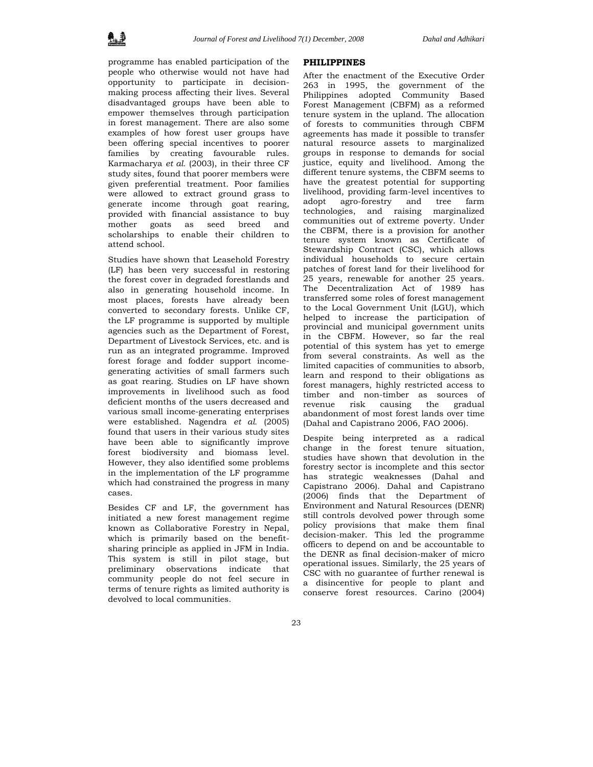programme has enabled participation of the people who otherwise would not have had opportunity to participate in decision-making process affecting their lives. Several disadvantaged groups have been able to empower themselves through participation in forest management. There are also some examples of how forest user groups have been offering special incentives to poorer families by creating favourable rules. Karmacharya *et al.* (2003), in their three CF study sites, found that poorer members were given preferential treatment. Poor families were allowed to extract ground grass to generate income through goat rearing, provided with financial assistance to buy mother goats as seed breed and scholarships to enable their children to attend school.

Studies have shown that Leasehold Forestry (LF) has been very successful in restoring the forest cover in degraded forestlands and also in generating household income. In most places, forests have already been converted to secondary forests. Unlike CF, the LF programme is supported by multiple agencies such as the Department of Forest, Department of Livestock Services, etc. and is run as an integrated programme. Improved forest forage and fodder support income-generating activities of small farmers such as goat rearing. Studies on LF have shown improvements in livelihood such as food deficient months of the users decreased and various small income-generating enterprises were established. Nagendra *et al.* (2005) found that users in their various study sites have been able to significantly improve forest biodiversity and biomass level. However, they also identified some problems in the implementation of the LF programme which had constrained the progress in many cases.

Besides CF and LF, the government has initiated a new forest management regime known as Collaborative Forestry in Nepal, which is primarily based on the benefit-sharing principle as applied in JFM in India. This system is still in pilot stage, but preliminary observations indicate that community people do not feel secure in terms of tenure rights as limited authority is devolved to local communities.

## PHILIPPINES

After the enactment of the Executive Order 263 in 1995, the government of the Philippines adopted Community Based Forest Management (CBFM) as a reformed tenure system in the upland. The allocation of forests to communities through CBFM agreements has made it possible to transfer natural resource assets to marginalized groups in response to demands for social justice, equity and livelihood. Among the different tenure systems, the CBFM seems to have the greatest potential for supporting livelihood, providing farm-level incentives to adopt agro-forestry and tree farm technologies, and raising marginalized communities out of extreme poverty. Under the CBFM, there is a provision for another tenure system known as Certificate of Stewardship Contract (CSC), which allows individual households to secure certain patches of forest land for their livelihood for 25 years, renewable for another 25 years. The Decentralization Act of 1989 has transferred some roles of forest management to the Local Government Unit (LGU), which helped to increase the participation of provincial and municipal government units in the CBFM. However, so far the real potential of this system has yet to emerge from several constraints. As well as the limited capacities of communities to absorb, learn and respond to their obligations as forest managers, highly restricted access to timber and non-timber as sources of revenue risk causing the gradual abandonment of most forest lands over time (Dahal and Capistrano 2006, FAO 2006).

Despite being interpreted as a radical change in the forest tenure situation, studies have shown that devolution in the forestry sector is incomplete and this sector has strategic weaknesses (Dahal and Capistrano 2006). Dahal and Capistrano (2006) finds that the Department of Environment and Natural Resources (DENR) still controls devolved power through some policy provisions that make them final decision-maker. This led the programme officers to depend on and be accountable to the DENR as final decision-maker of micro operational issues. Similarly, the 25 years of CSC with no guarantee of further renewal is a disincentive for people to plant and conserve forest resources. Carino (2004)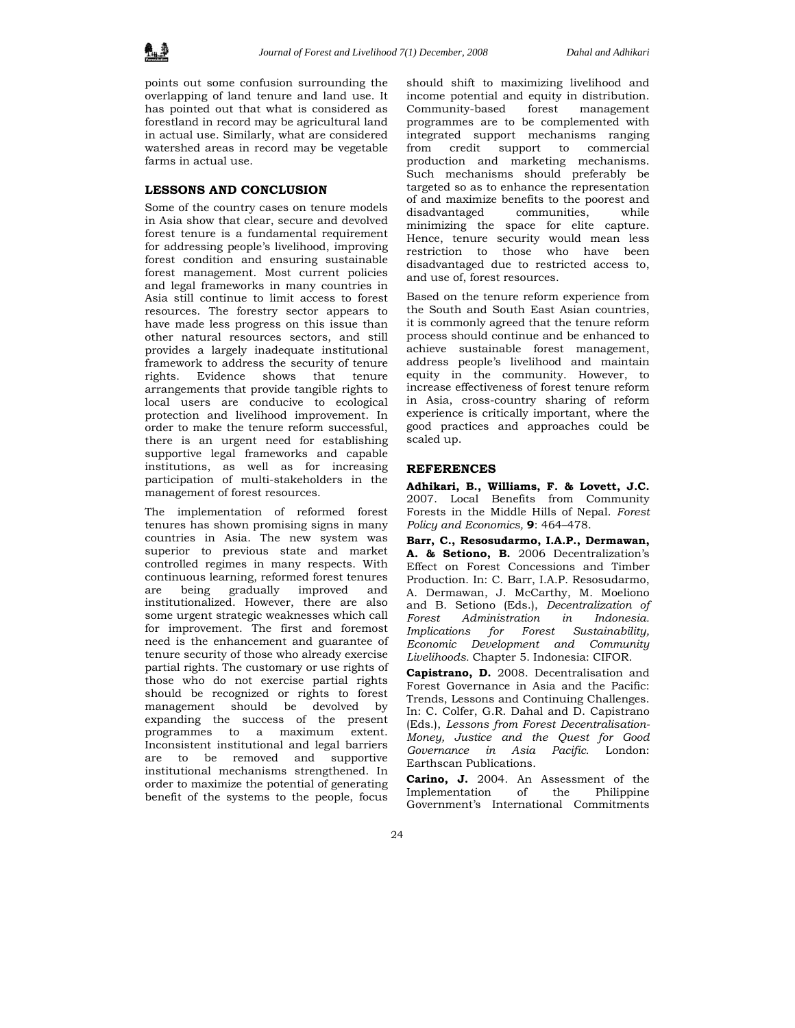points out some confusion surrounding the overlapping of land tenure and land use. It has pointed out that what is considered as forestland in record may be agricultural land in actual use. Similarly, what are considered watershed areas in record may be vegetable farms in actual use.

## LESSONS AND CONCLUSION

Some of the country cases on tenure models in Asia show that clear, secure and devolved forest tenure is a fundamental requirement for addressing people's livelihood, improving forest condition and ensuring sustainable forest management. Most current policies and legal frameworks in many countries in Asia still continue to limit access to forest resources. The forestry sector appears to have made less progress on this issue than other natural resources sectors, and still provides a largely inadequate institutional framework to address the security of tenure rights. Evidence shows that tenure arrangements that provide tangible rights to local users are conducive to ecological protection and livelihood improvement. In order to make the tenure reform successful, there is an urgent need for establishing supportive legal frameworks and capable institutions, as well as for increasing participation of multi-stakeholders in the management of forest resources.

The implementation of reformed forest tenures has shown promising signs in many countries in Asia. The new system was superior to previous state and market controlled regimes in many respects. With continuous learning, reformed forest tenures are being gradually improved and institutionalized. However, there are also some urgent strategic weaknesses which call for improvement. The first and foremost need is the enhancement and guarantee of tenure security of those who already exercise partial rights. The customary or use rights of those who do not exercise partial rights should be recognized or rights to forest management should be devolved by expanding the success of the present programmes to a maximum extent. Inconsistent institutional and legal barriers are to be removed and supportive institutional mechanisms strengthened. In order to maximize the potential of generating benefit of the systems to the people, focus should shift to maximizing livelihood and income potential and equity in distribution. Community-based forest management programmes are to be complemented with integrated support mechanisms ranging from credit support to commercial production and marketing mechanisms. Such mechanisms should preferably be targeted so as to enhance the representation of and maximize benefits to the poorest and disadvantaged communities, while minimizing the space for elite capture. Hence, tenure security would mean less restriction to those who have been disadvantaged due to restricted access to, and use of, forest resources.

Based on the tenure reform experience from the South and South East Asian countries, it is commonly agreed that the tenure reform process should continue and be enhanced to achieve sustainable forest management, address people's livelihood and maintain equity in the community. However, to increase effectiveness of forest tenure reform in Asia, cross-country sharing of reform experience is critically important, where the good practices and approaches could be scaled up.

## REFERENCES

**Adhikari, B., Williams, F. & Lovett, J.C.** 2007. Local Benefits from Community Forests in the Middle Hills of Nepal. *Forest Policy and Economics,* **9**: 464–478.

**Barr, C., Resosudarmo, I.A.P., Dermawan, A. & Setiono, B.** 2006 Decentralization's Effect on Forest Concessions and Timber Production. In: C. Barr, I.A.P. Resosudarmo, A. Dermawan, J. McCarthy, M. Moeliono and B. Setiono (Eds.), *Decentralization of Forest Administration in Indonesia. Implications for Forest Sustainability, Economic Development and Community Livelihoods.* Chapter 5. Indonesia: CIFOR.

**Capistrano, D.** 2008. Decentralisation and Forest Governance in Asia and the Pacific: Trends, Lessons and Continuing Challenges. In: C. Colfer, G.R. Dahal and D. Capistrano (Eds.), *Lessons from Forest Decentralisation-Money, Justice and the Quest for Good Governance in Asia Pacific.* London: Earthscan Publications.

**Carino, J.** 2004. An Assessment of the Implementation of the Philippine Government's International Commitments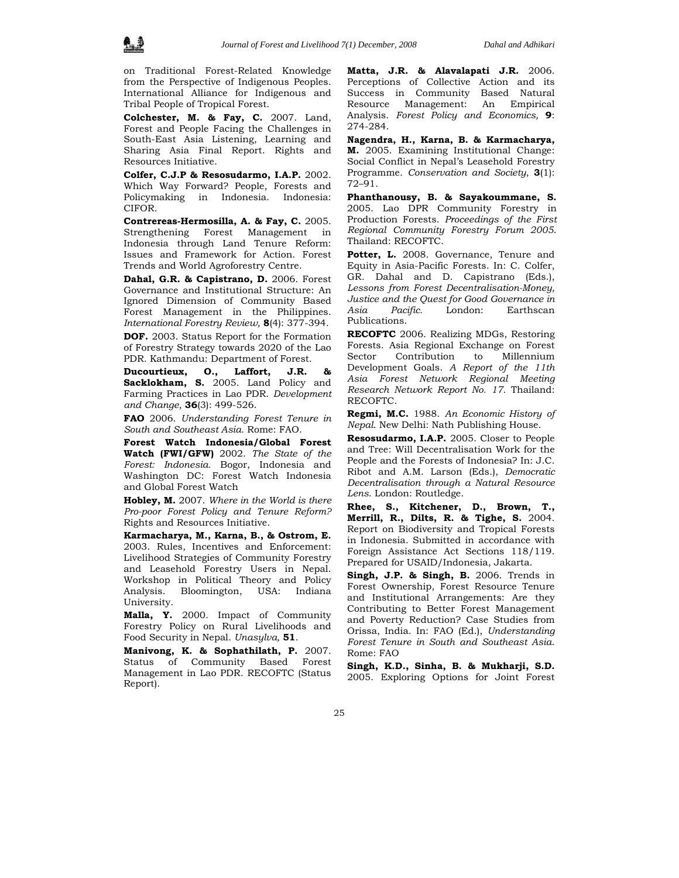on Traditional Forest-Related Knowledge from the Perspective of Indigenous Peoples. International Alliance for Indigenous and Tribal People of Tropical Forest.

**Colchester, M. & Fay, C.** 2007. Land, Forest and People Facing the Challenges in South-East Asia Listening, Learning and Sharing Asia Final Report. Rights and Resources Initiative.

**Colfer, C.J.P & Resosudarmo, I.A.P.** 2002. Which Way Forward? People, Forests and Policymaking in Indonesia. Indonesia: CIFOR.

**Contrereas-Hermosilla, A. & Fay, C.** 2005. Strengthening Forest Management in Indonesia through Land Tenure Reform: Issues and Framework for Action. Forest Trends and World Agroforestry Centre.

**Dahal, G.R. & Capistrano, D.** 2006. Forest Governance and Institutional Structure: An Ignored Dimension of Community Based Forest Management in the Philippines. *International Forestry Review,* **8**(4): 377-394.

**DOF.** 2003. Status Report for the Formation of Forestry Strategy towards 2020 of the Lao PDR. Kathmandu: Department of Forest.

**Ducourtieux, O., Laffort, J.R. & Sacklokham, S.** 2005. Land Policy and Farming Practices in Lao PDR. *Development and Change*, **36**(3): 499-526.

**FAO** 2006. *Understanding Forest Tenure in South and Southeast Asia*. Rome: FAO.

**Forest Watch Indonesia/Global Forest Watch (FWI/GFW)** 2002. *The State of the Forest: Indonesia*. Bogor, Indonesia and Washington DC: Forest Watch Indonesia and Global Forest Watch

**Hobley, M.** 2007. *Where in the World is there Pro-poor Forest Policy and Tenure Reform?* Rights and Resources Initiative.

**Karmacharya, M., Karna, B., & Ostrom, E.** 2003. Rules, Incentives and Enforcement: Livelihood Strategies of Community Forestry and Leasehold Forestry Users in Nepal. Workshop in Political Theory and Policy Analysis. Bloomington, USA: Indiana University.

**Malla, Y.** 2000. Impact of Community Forestry Policy on Rural Livelihoods and Food Security in Nepal. *Unasylva,* **51**.

**Manivong, K. & Sophathilath, P.** 2007. Status of Community Based Forest Management in Lao PDR. RECOFTC (Status Report).

**Matta, J.R. & Alavalapati J.R.** 2006. Perceptions of Collective Action and its Success in Community Based Natural Resource Management: An Empirical Analysis. *Forest Policy and Economics,* **9**: 274-284.

**Nagendra, H., Karna, B. & Karmacharya, M.** 2005. Examining Institutional Change: Social Conflict in Nepal's Leasehold Forestry Programme. *Conservation and Society*, **3**(1): 72–91.

**Phanthanousy, B. & Sayakoummane, S.** 2005. Lao DPR Community Forestry in Production Forests. *Proceedings of the First Regional Community Forestry Forum 2005*. Thailand: RECOFTC.

**Potter, L.** 2008. Governance, Tenure and Equity in Asia-Pacific Forests. In: C. Colfer, GR. Dahal and D. Capistrano (Eds.), *Lessons from Forest Decentralisation-Money, Justice and the Quest for Good Governance in Asia Pacific.* London: Earthscan Publications.

**RECOFTC** 2006. Realizing MDGs, Restoring Forests. Asia Regional Exchange on Forest Sector Contribution to Millennium Development Goals. *A Report of the 11th Asia Forest Network Regional Meeting Research Network Report No. 17.* Thailand: RECOFTC.

**Regmi, M.C.** 1988. *An Economic History of Nepal*. New Delhi: Nath Publishing House.

**Resosudarmo, I.A.P.** 2005. Closer to People and Tree: Will Decentralisation Work for the People and the Forests of Indonesia? In: J.C. Ribot and A.M. Larson (Eds.), *Democratic Decentralisation through a Natural Resource Lens*. London: Routledge.

**Rhee, S., Kitchener, D., Brown, T., Merrill, R., Dilts, R. & Tighe, S.** 2004. Report on Biodiversity and Tropical Forests in Indonesia. Submitted in accordance with Foreign Assistance Act Sections 118/119. Prepared for USAID/Indonesia, Jakarta.

**Singh, J.P. & Singh, B.** 2006. Trends in Forest Ownership, Forest Resource Tenure and Institutional Arrangements: Are they Contributing to Better Forest Management and Poverty Reduction? Case Studies from Orissa, India. In: FAO (Ed.), *Understanding Forest Tenure in South and Southeast Asia*. Rome: FAO

**Singh, K.D., Sinha, B. & Mukharji, S.D.** 2005. Exploring Options for Joint Forest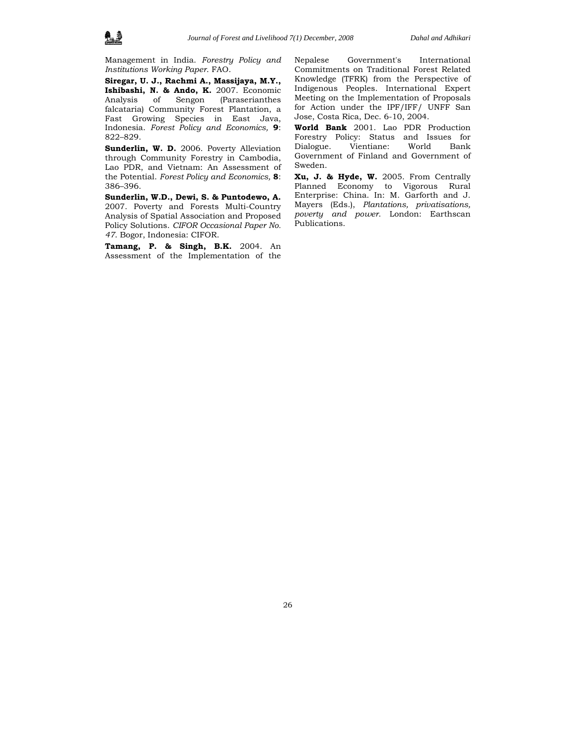Management in India. *Forestry Policy and Institutions Working Paper*. FAO.

**Siregar, U. J., Rachmi A., Massijaya, M.Y., Ishibashi, N. & Ando, K.** 2007. Economic Analysis of Sengon (Paraserianthes falcataria) Community Forest Plantation, a Fast Growing Species in East Java, Indonesia. *Forest Policy and Economics,* **9**: 822–829.

**Sunderlin, W. D.** 2006. Poverty Alleviation through Community Forestry in Cambodia, Lao PDR, and Vietnam: An Assessment of the Potential. *Forest Policy and Economics,* **8**: 386–396.

**Sunderlin, W.D., Dewi, S. & Puntodewo, A.** 2007. Poverty and Forests Multi-Country Analysis of Spatial Association and Proposed Policy Solutions. *CIFOR Occasional Paper No. 47*. Bogor, Indonesia: CIFOR.

**Tamang, P. & Singh, B.K.** 2004. An Assessment of the Implementation of the Nepalese Government's International Commitments on Traditional Forest Related Knowledge (TFRK) from the Perspective of Indigenous Peoples. International Expert Meeting on the Implementation of Proposals for Action under the IPF/IFF/ UNFF San Jose, Costa Rica, Dec. 6-10, 2004.

**World Bank** 2001. Lao PDR Production Forestry Policy: Status and Issues for Dialogue. Vientiane: World Bank Government of Finland and Government of Sweden.

**Xu, J. & Hyde, W.** 2005. From Centrally Planned Economy to Vigorous Rural Enterprise: China. In: M. Garforth and J. Mayers (Eds.), *Plantations, privatisations, poverty and power*. London: Earthscan Publications.